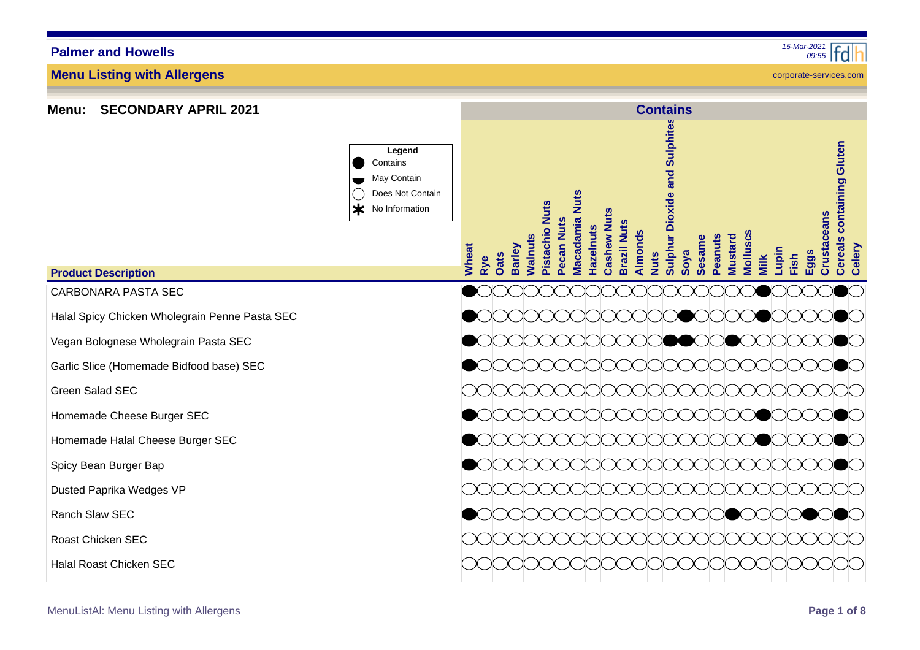# Palmer and Howells

## Menu Listing with Allergens

**Menu: SECONDARY APRIL 2021**

**Legend**
- ● Contains
- ◒ May Contain
- ○ Does Not Contain
- * No Information

| Product Description | Wheat | Rye | Oats | Barley | Walnuts | Pistachio Nuts | Pecan Nuts | Macadamia Nuts | Hazelnuts | Cashew Nuts | Brazil Nuts | Almonds | Nuts | Sulphur Dioxide and Sulphites | Soya | Sesame | Peanuts | Mustard | Molluscs | Milk | Lupin | Fish | Eggs | Crustaceans | Cereals containing Gluten | Celery |
|---|---|---|---|---|---|---|---|---|---|---|---|---|---|---|---|---|---|---|---|---|---|---|---|---|---|---|
| CARBONARA PASTA SEC | ● | ○ | ○ | ○ | ○ | ○ | ○ | ○ | ○ | ○ | ○ | ○ | ○ | ○ | ○ | ○ | ○ | ○ | ○ | ● | ○ | ○ | ○ | ○ | ● | ○ |
| Halal Spicy Chicken Wholegrain Penne Pasta SEC | ● | ○ | ○ | ○ | ○ | ○ | ○ | ○ | ○ | ○ | ○ | ○ | ○ | ● | ○ | ○ | ○ | ○ | ○ | ● | ○ | ○ | ○ | ○ | ● | ○ |
| Vegan Bolognese Wholegrain Pasta SEC | ● | ○ | ○ | ○ | ○ | ○ | ○ | ○ | ○ | ○ | ○ | ○ | ○ | ● | ● | ○ | ○ | ● | ○ | ○ | ○ | ○ | ○ | ○ | ● | ○ |
| Garlic Slice (Homemade Bidfood base) SEC | ● | ○ | ○ | ○ | ○ | ○ | ○ | ○ | ○ | ○ | ○ | ○ | ○ | ○ | ○ | ○ | ○ | ○ | ○ | ○ | ○ | ○ | ○ | ○ | ● | ○ |
| Green Salad SEC | ○ | ○ | ○ | ○ | ○ | ○ | ○ | ○ | ○ | ○ | ○ | ○ | ○ | ○ | ○ | ○ | ○ | ○ | ○ | ○ | ○ | ○ | ○ | ○ | ○ | ○ |
| Homemade Cheese Burger SEC | ● | ○ | ○ | ○ | ○ | ○ | ○ | ○ | ○ | ○ | ○ | ○ | ○ | ○ | ○ | ○ | ○ | ○ | ○ | ● | ○ | ○ | ○ | ○ | ● | ○ |
| Homemade Halal Cheese Burger SEC | ● | ○ | ○ | ○ | ○ | ○ | ○ | ○ | ○ | ○ | ○ | ○ | ○ | ○ | ○ | ○ | ○ | ○ | ○ | ● | ○ | ○ | ○ | ○ | ● | ○ |
| Spicy Bean Burger Bap | ● | ○ | ○ | ○ | ○ | ○ | ○ | ○ | ○ | ○ | ○ | ○ | ○ | ○ | ○ | ○ | ○ | ○ | ○ | ○ | ○ | ○ | ○ | ○ | ● | ○ |
| Dusted Paprika Wedges VP | ○ | ○ | ○ | ○ | ○ | ○ | ○ | ○ | ○ | ○ | ○ | ○ | ○ | ○ | ○ | ○ | ○ | ○ | ○ | ○ | ○ | ○ | ○ | ○ | ○ | ○ |
| Ranch Slaw SEC | ● | ○ | ○ | ○ | ○ | ○ | ○ | ○ | ○ | ○ | ○ | ○ | ○ | ○ | ○ | ○ | ○ | ● | ○ | ○ | ○ | ○ | ● | ○ | ● | ○ |
| Roast Chicken SEC | ○ | ○ | ○ | ○ | ○ | ○ | ○ | ○ | ○ | ○ | ○ | ○ | ○ | ○ | ○ | ○ | ○ | ○ | ○ | ○ | ○ | ○ | ○ | ○ | ○ | ○ |
| Halal Roast Chicken SEC | ○ | ○ | ○ | ○ | ○ | ○ | ○ | ○ | ○ | ○ | ○ | ○ | ○ | ○ | ○ | ○ | ○ | ○ | ○ | ○ | ○ | ○ | ○ | ○ | ○ | ○ |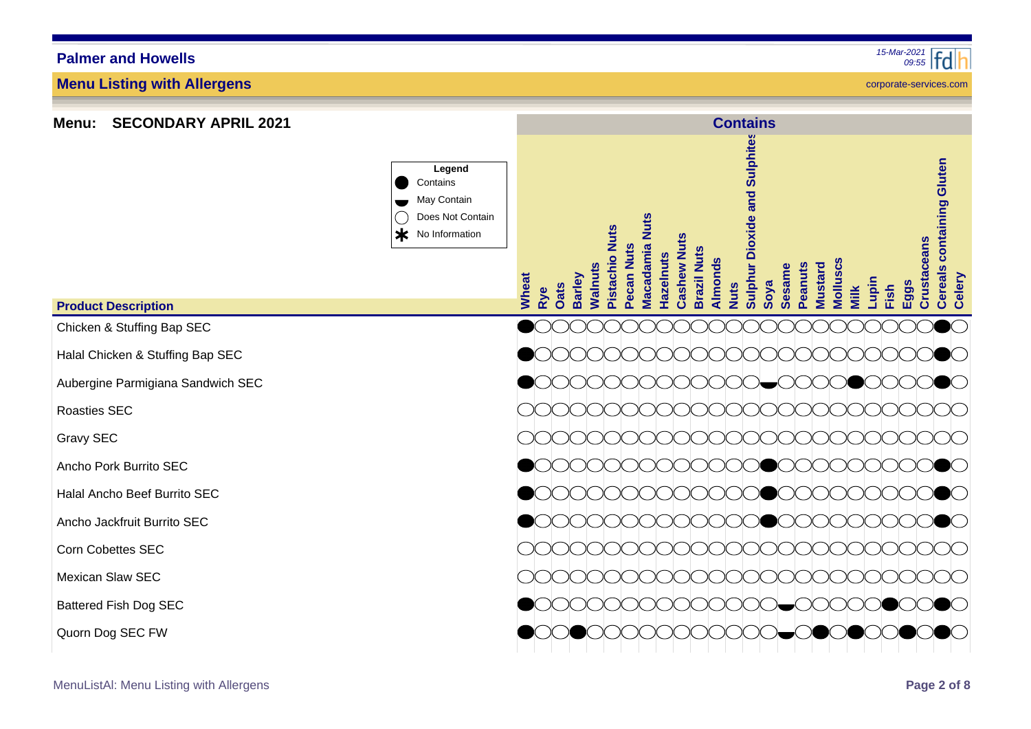## Palmer and Howells

15-Mar-2021 09:55

### Menu Listing with Allergens

corporate-services.com

**Menu: SECONDARY APRIL 2021**

| Legend | |
|---|---|
| ● | Contains |
| ◒ | May Contain |
| ○ | Does Not Contain |
| * | No Information |

| | Contains | | | | | | | | | | | | | | | | | | | | | | | | | |
|---|---|---|---|---|---|---|---|---|---|---|---|---|---|---|---|---|---|---|---|---|---|---|---|---|---|---|
| **Product Description** | Wheat | Rye | Oats | Barley | Walnuts | Pistachio Nuts | Pecan Nuts | Macadamia Nuts | Hazelnuts | Cashew Nuts | Brazil Nuts | Almonds | Nuts | Sulphur Dioxide and Sulphites | Soya | Sesame | Peanuts | Mustard | Molluscs | Milk | Lupin | Fish | Eggs | Crustaceans | Cereals containing Gluten | Celery |
| Chicken & Stuffing Bap SEC | ● | ○ | ○ | ○ | ○ | ○ | ○ | ○ | ○ | ○ | ○ | ○ | ○ | ○ | ○ | ○ | ○ | ○ | ○ | ○ | ○ | ○ | ○ | ○ | ● | ○ |
| Halal Chicken & Stuffing Bap SEC | ● | ○ | ○ | ○ | ○ | ○ | ○ | ○ | ○ | ○ | ○ | ○ | ○ | ○ | ○ | ○ | ○ | ○ | ○ | ○ | ○ | ○ | ○ | ○ | ● | ○ |
| Aubergine Parmigiana Sandwich SEC | ● | ○ | ○ | ○ | ○ | ○ | ○ | ○ | ○ | ○ | ○ | ○ | ○ | ○ | ◒ | ○ | ○ | ○ | ○ | ● | ○ | ○ | ○ | ○ | ● | ○ |
| Roasties SEC | ○ | ○ | ○ | ○ | ○ | ○ | ○ | ○ | ○ | ○ | ○ | ○ | ○ | ○ | ○ | ○ | ○ | ○ | ○ | ○ | ○ | ○ | ○ | ○ | ○ | ○ |
| Gravy SEC | ○ | ○ | ○ | ○ | ○ | ○ | ○ | ○ | ○ | ○ | ○ | ○ | ○ | ○ | ○ | ○ | ○ | ○ | ○ | ○ | ○ | ○ | ○ | ○ | ○ | ○ |
| Ancho Pork Burrito SEC | ● | ○ | ○ | ○ | ○ | ○ | ○ | ○ | ○ | ○ | ○ | ○ | ○ | ○ | ● | ○ | ○ | ○ | ○ | ○ | ○ | ○ | ○ | ○ | ● | ○ |
| Halal Ancho Beef Burrito SEC | ● | ○ | ○ | ○ | ○ | ○ | ○ | ○ | ○ | ○ | ○ | ○ | ○ | ○ | ● | ○ | ○ | ○ | ○ | ○ | ○ | ○ | ○ | ○ | ● | ○ |
| Ancho Jackfruit Burrito SEC | ● | ○ | ○ | ○ | ○ | ○ | ○ | ○ | ○ | ○ | ○ | ○ | ○ | ○ | ● | ○ | ○ | ○ | ○ | ○ | ○ | ○ | ○ | ○ | ● | ○ |
| Corn Cobettes SEC | ○ | ○ | ○ | ○ | ○ | ○ | ○ | ○ | ○ | ○ | ○ | ○ | ○ | ○ | ○ | ○ | ○ | ○ | ○ | ○ | ○ | ○ | ○ | ○ | ○ | ○ |
| Mexican Slaw SEC | ○ | ○ | ○ | ○ | ○ | ○ | ○ | ○ | ○ | ○ | ○ | ○ | ○ | ○ | ○ | ○ | ○ | ○ | ○ | ○ | ○ | ○ | ○ | ○ | ○ | ○ |
| Battered Fish Dog SEC | ● | ○ | ○ | ○ | ○ | ○ | ○ | ○ | ○ | ○ | ○ | ○ | ○ | ○ | ◒ | ○ | ○ | ○ | ○ | ○ | ○ | ● | ○ | ○ | ● | ○ |
| Quorn Dog SEC FW | ● | ○ | ○ | ● | ○ | ○ | ○ | ○ | ○ | ○ | ○ | ○ | ○ | ○ | ◒ | ○ | ○ | ● | ○ | ● | ○ | ○ | ● | ○ | ● | ○ |

MenuListAl: Menu Listing with Allergens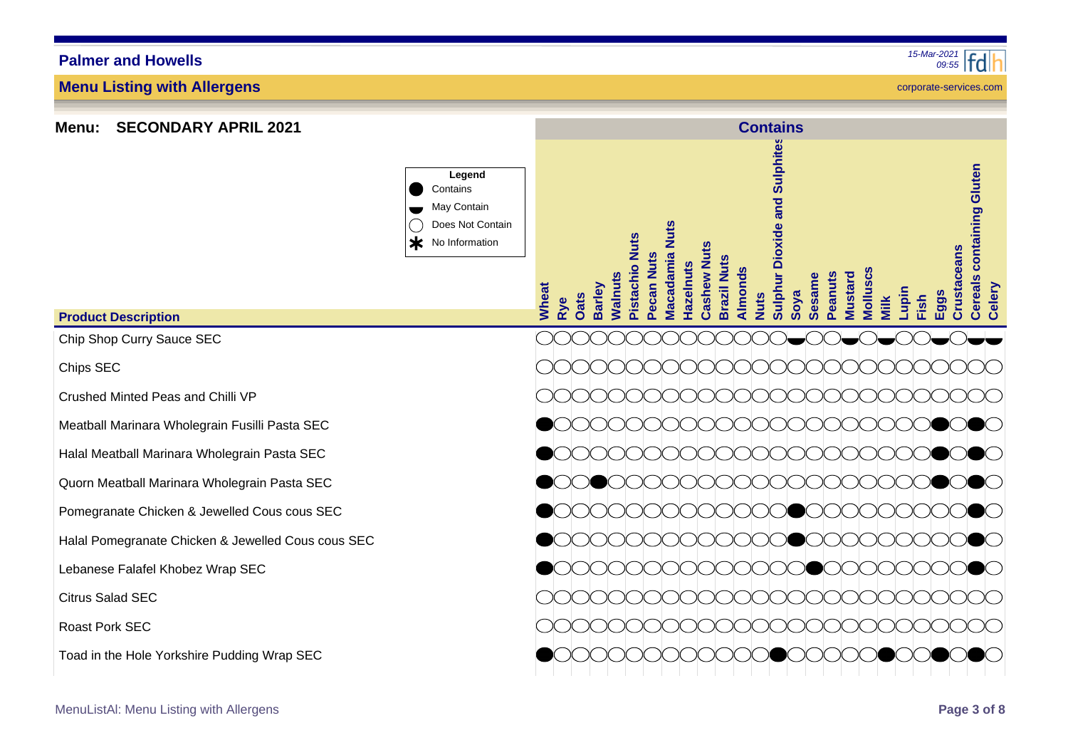## Menu: SECONDARY APRIL 2021

**Legend**

- ● Contains
- ◒ May Contain
- ○ Does Not Contain
- ✱ No Information

| Product Description | Wheat | Rye | Oats | Barley | Walnuts | Pistachio Nuts | Pecan Nuts | Macadamia Nuts | Hazelnuts | Cashew Nuts | Brazil Nuts | Almonds | Nuts | Sulphur Dioxide and Sulphites | Soya | Sesame | Peanuts | Mustard | Molluscs | Milk | Lupin | Fish | Eggs | Crustaceans | Cereals containing Gluten | Celery |
|---|---|---|---|---|---|---|---|---|---|---|---|---|---|---|---|---|---|---|---|---|---|---|---|---|---|---|
| Chip Shop Curry Sauce SEC | ○ | ○ | ○ | ○ | ○ | ○ | ○ | ○ | ○ | ○ | ○ | ○ | ○ | ○ | ◒ | ○ | ○ | ◒ | ○ | ◒ | ○ | ○ | ◒ | ○ | ◒ | ◒ |
| Chips SEC | ○ | ○ | ○ | ○ | ○ | ○ | ○ | ○ | ○ | ○ | ○ | ○ | ○ | ○ | ○ | ○ | ○ | ○ | ○ | ○ | ○ | ○ | ○ | ○ | ○ | ○ |
| Crushed Minted Peas and Chilli VP | ○ | ○ | ○ | ○ | ○ | ○ | ○ | ○ | ○ | ○ | ○ | ○ | ○ | ○ | ○ | ○ | ○ | ○ | ○ | ○ | ○ | ○ | ○ | ○ | ○ | ○ |
| Meatball Marinara Wholegrain Fusilli Pasta SEC | ● | ○ | ○ | ○ | ○ | ○ | ○ | ○ | ○ | ○ | ○ | ○ | ○ | ○ | ○ | ○ | ○ | ○ | ○ | ○ | ○ | ○ | ● | ○ | ● | ○ |
| Halal Meatball Marinara Wholegrain Pasta SEC | ● | ○ | ○ | ○ | ○ | ○ | ○ | ○ | ○ | ○ | ○ | ○ | ○ | ○ | ○ | ○ | ○ | ○ | ○ | ○ | ○ | ○ | ● | ○ | ● | ○ |
| Quorn Meatball Marinara Wholegrain Pasta SEC | ● | ○ | ○ | ● | ○ | ○ | ○ | ○ | ○ | ○ | ○ | ○ | ○ | ○ | ○ | ○ | ○ | ○ | ○ | ○ | ○ | ○ | ● | ○ | ● | ○ |
| Pomegranate Chicken & Jewelled Cous cous SEC | ● | ○ | ○ | ○ | ○ | ○ | ○ | ○ | ○ | ○ | ○ | ○ | ○ | ○ | ● | ○ | ○ | ○ | ○ | ○ | ○ | ○ | ○ | ○ | ● | ○ |
| Halal Pomegranate Chicken & Jewelled Cous cous SEC | ● | ○ | ○ | ○ | ○ | ○ | ○ | ○ | ○ | ○ | ○ | ○ | ○ | ○ | ● | ○ | ○ | ○ | ○ | ○ | ○ | ○ | ○ | ○ | ● | ○ |
| Lebanese Falafel Khobez Wrap SEC | ● | ○ | ○ | ○ | ○ | ○ | ○ | ○ | ○ | ○ | ○ | ○ | ○ | ○ | ○ | ● | ○ | ○ | ○ | ○ | ○ | ○ | ○ | ○ | ● | ○ |
| Citrus Salad SEC | ○ | ○ | ○ | ○ | ○ | ○ | ○ | ○ | ○ | ○ | ○ | ○ | ○ | ○ | ○ | ○ | ○ | ○ | ○ | ○ | ○ | ○ | ○ | ○ | ○ | ○ |
| Roast Pork SEC | ○ | ○ | ○ | ○ | ○ | ○ | ○ | ○ | ○ | ○ | ○ | ○ | ○ | ○ | ○ | ○ | ○ | ○ | ○ | ○ | ○ | ○ | ○ | ○ | ○ | ○ |
| Toad in the Hole Yorkshire Pudding Wrap SEC | ● | ○ | ○ | ○ | ○ | ○ | ○ | ○ | ○ | ○ | ○ | ○ | ○ | ● | ○ | ○ | ○ | ○ | ○ | ● | ○ | ○ | ● | ○ | ● | ○ |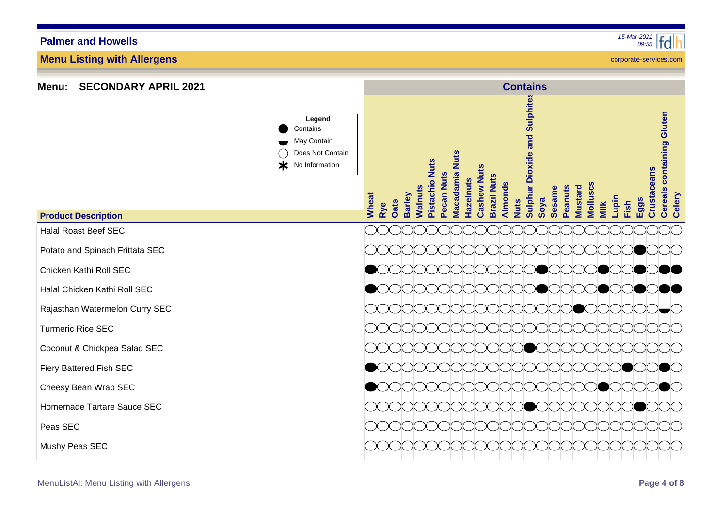## Palmer and Howells

### Menu Listing with Allergens

15-Mar-2021 09:55

corporate-services.com

**Menu: SECONDARY APRIL 2021**

| Legend | |
|---|---|
| ● | Contains |
| ◒ | May Contain |
| ○ | Does Not Contain |
| * | No Information |

**Contains**

| Product Description | Wheat | Rye | Oats | Barley | Walnuts | Pistachio Nuts | Pecan Nuts | Macadamia Nuts | Hazelnuts | Cashew Nuts | Brazil Nuts | Almonds | Nuts | Sulphur Dioxide and Sulphites | Soya | Sesame | Peanuts | Mustard | Molluscs | Milk | Lupin | Fish | Eggs | Crustaceans | Cereals containing Gluten | Celery |
|---|---|---|---|---|---|---|---|---|---|---|---|---|---|---|---|---|---|---|---|---|---|---|---|---|---|---|
| Halal Roast Beef SEC | ○ | ○ | ○ | ○ | ○ | ○ | ○ | ○ | ○ | ○ | ○ | ○ | ○ | ○ | ○ | ○ | ○ | ○ | ○ | ○ | ○ | ○ | ○ | ○ | ○ | ○ |
| Potato and Spinach Frittata SEC | ○ | ○ | ○ | ○ | ○ | ○ | ○ | ○ | ○ | ○ | ○ | ○ | ○ | ○ | ○ | ○ | ○ | ○ | ○ | ○ | ○ | ○ | ● | ○ | ○ | ○ |
| Chicken Kathi Roll SEC | ● | ○ | ○ | ○ | ○ | ○ | ○ | ○ | ○ | ○ | ○ | ○ | ○ | ○ | ● | ○ | ○ | ○ | ○ | ● | ○ | ○ | ● | ○ | ● | ● |
| Halal Chicken Kathi Roll SEC | ● | ○ | ○ | ○ | ○ | ○ | ○ | ○ | ○ | ○ | ○ | ○ | ○ | ○ | ● | ○ | ○ | ○ | ○ | ● | ○ | ○ | ● | ○ | ● | ● |
| Rajasthan Watermelon Curry SEC | ○ | ○ | ○ | ○ | ○ | ○ | ○ | ○ | ○ | ○ | ○ | ○ | ○ | ○ | ○ | ○ | ○ | ● | ○ | ○ | ○ | ○ | ○ | ○ | ◒ | ○ |
| Turmeric Rice SEC | ○ | ○ | ○ | ○ | ○ | ○ | ○ | ○ | ○ | ○ | ○ | ○ | ○ | ○ | ○ | ○ | ○ | ○ | ○ | ○ | ○ | ○ | ○ | ○ | ○ | ○ |
| Coconut & Chickpea Salad SEC | ○ | ○ | ○ | ○ | ○ | ○ | ○ | ○ | ○ | ○ | ○ | ○ | ○ | ● | ○ | ○ | ○ | ○ | ○ | ○ | ○ | ○ | ○ | ○ | ○ | ○ |
| Fiery Battered Fish SEC | ● | ○ | ○ | ○ | ○ | ○ | ○ | ○ | ○ | ○ | ○ | ○ | ○ | ○ | ○ | ○ | ○ | ○ | ○ | ○ | ○ | ● | ○ | ○ | ● | ○ |
| Cheesy Bean Wrap SEC | ● | ○ | ○ | ○ | ○ | ○ | ○ | ○ | ○ | ○ | ○ | ○ | ○ | ○ | ○ | ○ | ○ | ○ | ○ | ● | ○ | ○ | ○ | ○ | ● | ○ |
| Homemade Tartare Sauce SEC | ○ | ○ | ○ | ○ | ○ | ○ | ○ | ○ | ○ | ○ | ○ | ○ | ○ | ● | ○ | ○ | ○ | ○ | ○ | ○ | ○ | ○ | ● | ○ | ○ | ○ |
| Peas SEC | ○ | ○ | ○ | ○ | ○ | ○ | ○ | ○ | ○ | ○ | ○ | ○ | ○ | ○ | ○ | ○ | ○ | ○ | ○ | ○ | ○ | ○ | ○ | ○ | ○ | ○ |
| Mushy Peas SEC | ○ | ○ | ○ | ○ | ○ | ○ | ○ | ○ | ○ | ○ | ○ | ○ | ○ | ○ | ○ | ○ | ○ | ○ | ○ | ○ | ○ | ○ | ○ | ○ | ○ | ○ |

MenuListAl: Menu Listing with Allergens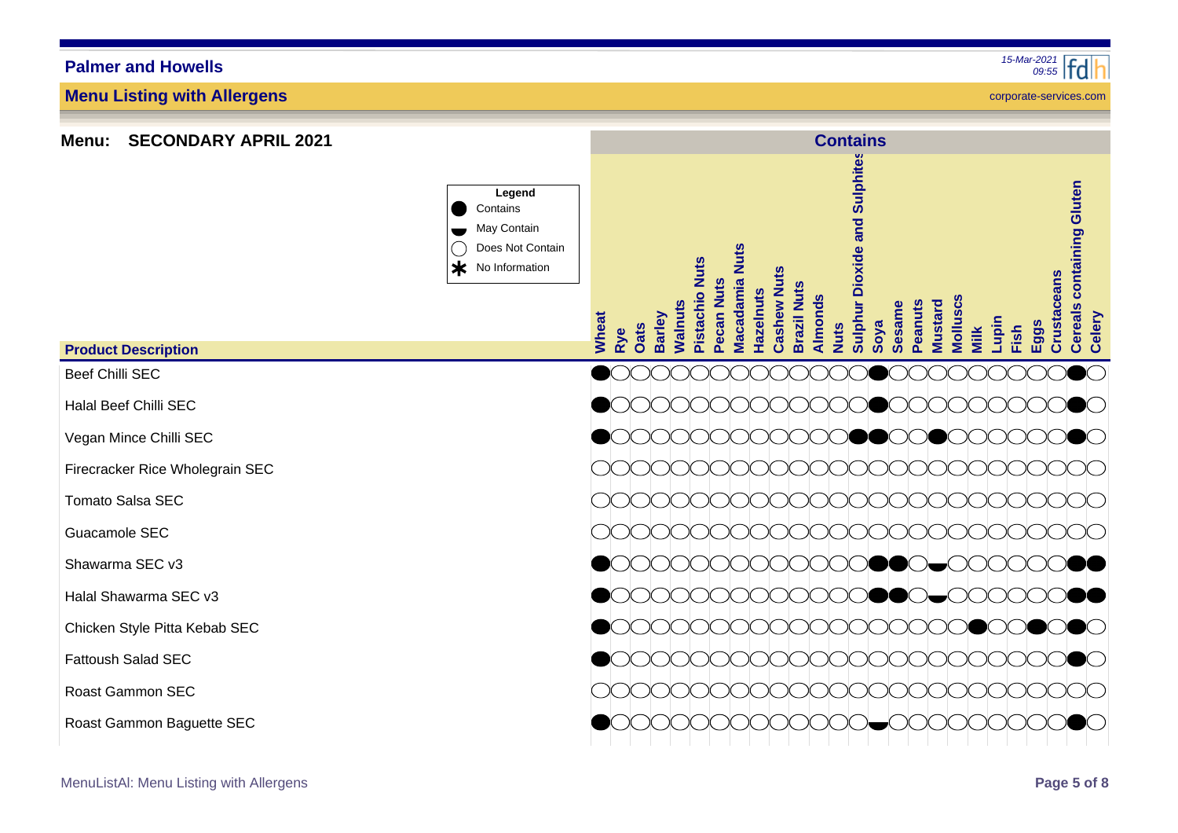# Palmer and Howells

## Menu Listing with Allergens

15-Mar-2021 09:55

corporate-services.com

**Menu: SECONDARY APRIL 2021**

**Legend**
- ● Contains
- ◓ May Contain
- ○ Does Not Contain
- ✱ No Information

| Product Description | Wheat | Rye | Oats | Barley | Walnuts | Pistachio Nuts | Pecan Nuts | Macadamia Nuts | Hazelnuts | Cashew Nuts | Brazil Nuts | Almonds | Nuts | Sulphur Dioxide and Sulphites | Soya | Sesame | Peanuts | Mustard | Molluscs | Milk | Lupin | Fish | Eggs | Crustaceans | Cereals containing Gluten | Celery |
|---|---|---|---|---|---|---|---|---|---|---|---|---|---|---|---|---|---|---|---|---|---|---|---|---|---|---|
| Beef Chilli SEC | ● | ○ | ○ | ○ | ○ | ○ | ○ | ○ | ○ | ○ | ○ | ○ | ○ | ○ | ● | ○ | ○ | ○ | ○ | ○ | ○ | ○ | ○ | ○ | ● | ○ |
| Halal Beef Chilli SEC | ● | ○ | ○ | ○ | ○ | ○ | ○ | ○ | ○ | ○ | ○ | ○ | ○ | ○ | ● | ○ | ○ | ○ | ○ | ○ | ○ | ○ | ○ | ○ | ● | ○ |
| Vegan Mince Chilli SEC | ● | ○ | ○ | ○ | ○ | ○ | ○ | ○ | ○ | ○ | ○ | ○ | ○ | ● | ● | ○ | ○ | ● | ○ | ○ | ○ | ○ | ○ | ○ | ● | ○ |
| Firecracker Rice Wholegrain SEC | ○ | ○ | ○ | ○ | ○ | ○ | ○ | ○ | ○ | ○ | ○ | ○ | ○ | ○ | ○ | ○ | ○ | ○ | ○ | ○ | ○ | ○ | ○ | ○ | ○ | ○ |
| Tomato Salsa SEC | ○ | ○ | ○ | ○ | ○ | ○ | ○ | ○ | ○ | ○ | ○ | ○ | ○ | ○ | ○ | ○ | ○ | ○ | ○ | ○ | ○ | ○ | ○ | ○ | ○ | ○ |
| Guacamole SEC | ○ | ○ | ○ | ○ | ○ | ○ | ○ | ○ | ○ | ○ | ○ | ○ | ○ | ○ | ○ | ○ | ○ | ○ | ○ | ○ | ○ | ○ | ○ | ○ | ○ | ○ |
| Shawarma SEC v3 | ● | ○ | ○ | ○ | ○ | ○ | ○ | ○ | ○ | ○ | ○ | ○ | ○ | ○ | ● | ● | ○ | ◓ | ○ | ○ | ○ | ○ | ○ | ○ | ● | ● |
| Halal Shawarma SEC v3 | ● | ○ | ○ | ○ | ○ | ○ | ○ | ○ | ○ | ○ | ○ | ○ | ○ | ○ | ● | ● | ○ | ◓ | ○ | ○ | ○ | ○ | ○ | ○ | ● | ● |
| Chicken Style Pitta Kebab SEC | ● | ○ | ○ | ○ | ○ | ○ | ○ | ○ | ○ | ○ | ○ | ○ | ○ | ○ | ○ | ○ | ○ | ○ | ○ | ● | ○ | ○ | ● | ○ | ● | ○ |
| Fattoush Salad SEC | ● | ○ | ○ | ○ | ○ | ○ | ○ | ○ | ○ | ○ | ○ | ○ | ○ | ○ | ○ | ○ | ○ | ○ | ○ | ○ | ○ | ○ | ○ | ○ | ● | ○ |
| Roast Gammon SEC | ○ | ○ | ○ | ○ | ○ | ○ | ○ | ○ | ○ | ○ | ○ | ○ | ○ | ○ | ○ | ○ | ○ | ○ | ○ | ○ | ○ | ○ | ○ | ○ | ○ | ○ |
| Roast Gammon Baguette SEC | ● | ○ | ○ | ○ | ○ | ○ | ○ | ○ | ○ | ○ | ○ | ○ | ○ | ○ | ◓ | ○ | ○ | ○ | ○ | ○ | ○ | ○ | ○ | ○ | ● | ○ |

MenuListAl: Menu Listing with Allergens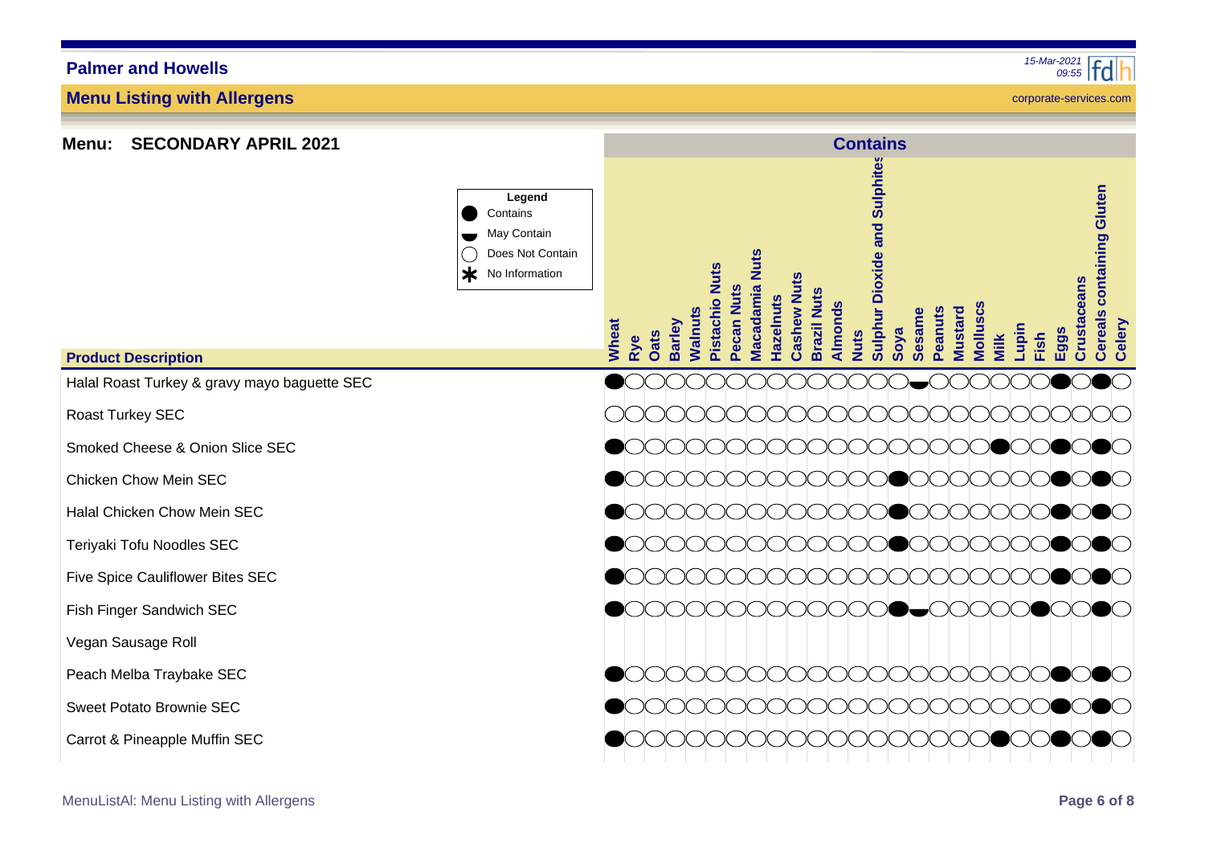# Palmer and Howells

## Menu Listing with Allergens

corporate-services.com

**Menu: SECONDARY APRIL 2021**

| Legend | |
|---|---|
| ● | Contains |
| ◒ | May Contain |
| ◯ | Does Not Contain |
| * | No Information |

| Product Description | Wheat | Rye | Oats | Barley | Walnuts | Pistachio Nuts | Pecan Nuts | Macadamia Nuts | Hazelnuts | Cashew Nuts | Brazil Nuts | Almonds | Nuts | Sulphur Dioxide and Sulphites | Soya | Sesame | Peanuts | Mustard | Molluscs | Milk | Lupin | Fish | Eggs | Crustaceans | Cereals containing Gluten | Celery |
|---|---|---|---|---|---|---|---|---|---|---|---|---|---|---|---|---|---|---|---|---|---|---|---|---|---|---|
| Halal Roast Turkey & gravy mayo baguette SEC | ● | ◯ | ◯ | ◯ | ◯ | ◯ | ◯ | ◯ | ◯ | ◯ | ◯ | ◯ | ◯ | ◯ | ◯ | ◒ | ◯ | ◯ | ◯ | ◯ | ◯ | ◯ | ● | ◯ | ● | ◯ |
| Roast Turkey SEC | ◯ | ◯ | ◯ | ◯ | ◯ | ◯ | ◯ | ◯ | ◯ | ◯ | ◯ | ◯ | ◯ | ◯ | ◯ | ◯ | ◯ | ◯ | ◯ | ◯ | ◯ | ◯ | ◯ | ◯ | ◯ | ◯ |
| Smoked Cheese & Onion Slice SEC | ● | ◯ | ◯ | ◯ | ◯ | ◯ | ◯ | ◯ | ◯ | ◯ | ◯ | ◯ | ◯ | ◯ | ◯ | ◯ | ◯ | ◯ | ◯ | ● | ◯ | ◯ | ● | ◯ | ● | ◯ |
| Chicken Chow Mein SEC | ● | ◯ | ◯ | ◯ | ◯ | ◯ | ◯ | ◯ | ◯ | ◯ | ◯ | ◯ | ◯ | ◯ | ● | ◯ | ◯ | ◯ | ◯ | ◯ | ◯ | ◯ | ● | ◯ | ● | ◯ |
| Halal Chicken Chow Mein SEC | ● | ◯ | ◯ | ◯ | ◯ | ◯ | ◯ | ◯ | ◯ | ◯ | ◯ | ◯ | ◯ | ◯ | ● | ◯ | ◯ | ◯ | ◯ | ◯ | ◯ | ◯ | ● | ◯ | ● | ◯ |
| Teriyaki Tofu Noodles SEC | ● | ◯ | ◯ | ◯ | ◯ | ◯ | ◯ | ◯ | ◯ | ◯ | ◯ | ◯ | ◯ | ◯ | ● | ◯ | ◯ | ◯ | ◯ | ◯ | ◯ | ◯ | ● | ◯ | ● | ◯ |
| Five Spice Cauliflower Bites SEC | ● | ◯ | ◯ | ◯ | ◯ | ◯ | ◯ | ◯ | ◯ | ◯ | ◯ | ◯ | ◯ | ◯ | ◯ | ◯ | ◯ | ◯ | ◯ | ◯ | ◯ | ◯ | ● | ◯ | ● | ◯ |
| Fish Finger Sandwich SEC | ● | ◯ | ◯ | ◯ | ◯ | ◯ | ◯ | ◯ | ◯ | ◯ | ◯ | ◯ | ◯ | ◯ | ● | ◒ | ◯ | ◯ | ◯ | ◯ | ◯ | ● | ◯ | ◯ | ● | ◯ |
| Vegan Sausage Roll | | | | | | | | | | | | | | | | | | | | | | | | | | |
| Peach Melba Traybake SEC | ● | ◯ | ◯ | ◯ | ◯ | ◯ | ◯ | ◯ | ◯ | ◯ | ◯ | ◯ | ◯ | ◯ | ◯ | ◯ | ◯ | ◯ | ◯ | ◯ | ◯ | ◯ | ● | ◯ | ● | ◯ |
| Sweet Potato Brownie SEC | ● | ◯ | ◯ | ◯ | ◯ | ◯ | ◯ | ◯ | ◯ | ◯ | ◯ | ◯ | ◯ | ◯ | ◯ | ◯ | ◯ | ◯ | ◯ | ◯ | ◯ | ◯ | ● | ◯ | ● | ◯ |
| Carrot & Pineapple Muffin SEC | ● | ◯ | ◯ | ◯ | ◯ | ◯ | ◯ | ◯ | ◯ | ◯ | ◯ | ◯ | ◯ | ◯ | ◯ | ◯ | ◯ | ◯ | ◯ | ● | ◯ | ◯ | ● | ◯ | ● | ◯ |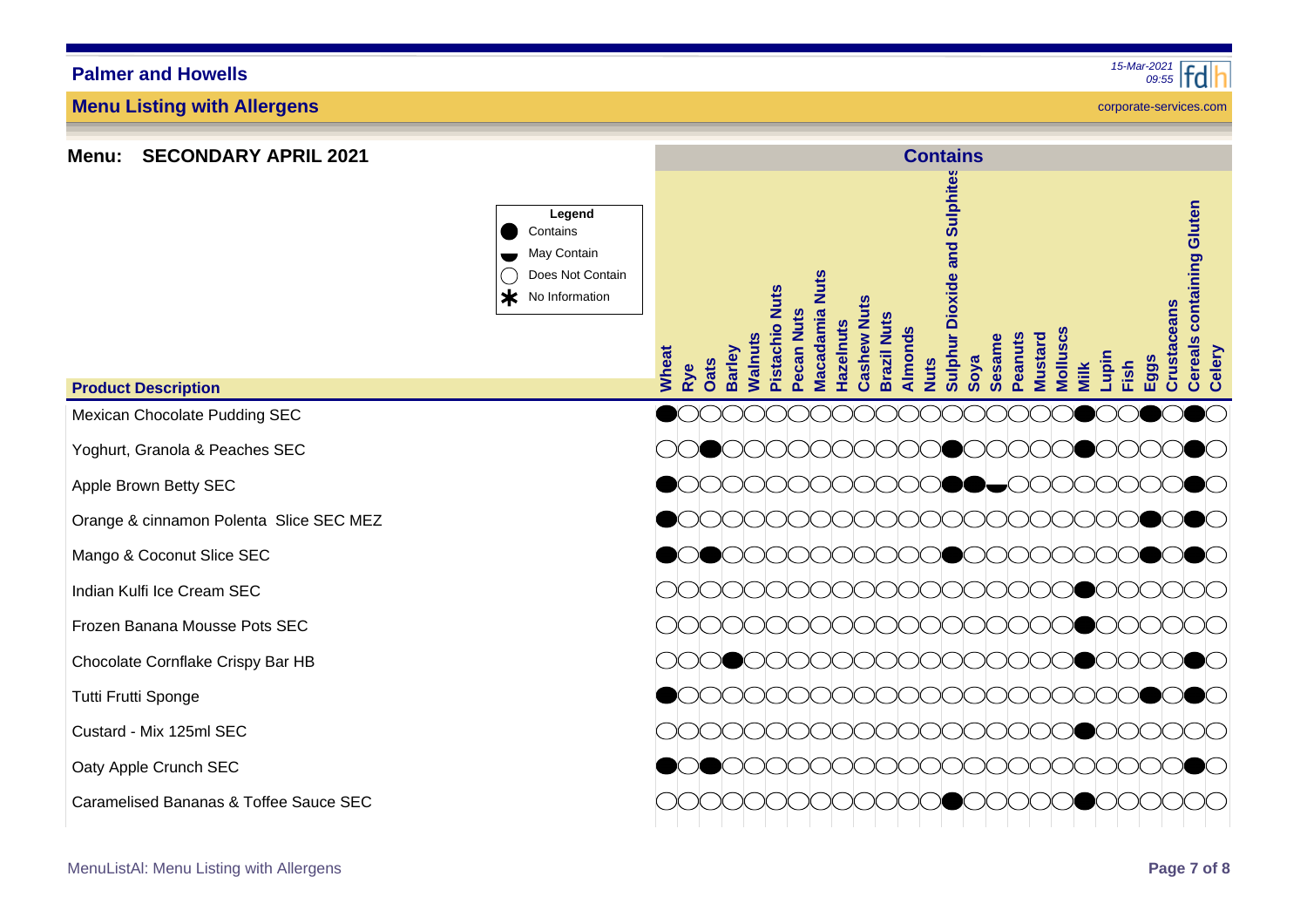## Menu: SECONDARY APRIL 2021

**Legend**

- ● Contains
- ◒ May Contain
- ○ Does Not Contain
- * No Information

| Product Description | Wheat | Rye | Oats | Barley | Walnuts | Pistachio Nuts | Pecan Nuts | Macadamia Nuts | Hazelnuts | Cashew Nuts | Brazil Nuts | Almonds | Nuts | Sulphur Dioxide and Sulphites | Soya | Sesame | Peanuts | Mustard | Molluscs | Milk | Lupin | Fish | Eggs | Crustaceans | Cereals containing Gluten | Celery |
|---|---|---|---|---|---|---|---|---|---|---|---|---|---|---|---|---|---|---|---|---|---|---|---|---|---|---|
| Mexican Chocolate Pudding SEC | ● | ○ | ○ | ○ | ○ | ○ | ○ | ○ | ○ | ○ | ○ | ○ | ○ | ○ | ○ | ○ | ○ | ○ | ○ | ● | ○ | ○ | ● | ○ | ● | ○ |
| Yoghurt, Granola & Peaches SEC | ○ | ○ | ● | ○ | ○ | ○ | ○ | ○ | ○ | ○ | ○ | ○ | ○ | ● | ○ | ○ | ○ | ○ | ○ | ● | ○ | ○ | ○ | ○ | ● | ○ |
| Apple Brown Betty SEC | ● | ○ | ○ | ○ | ○ | ○ | ○ | ○ | ○ | ○ | ○ | ○ | ○ | ● | ● | ◒ | ○ | ○ | ○ | ○ | ○ | ○ | ○ | ○ | ● | ○ |
| Orange & cinnamon Polenta Slice SEC MEZ | ● | ○ | ○ | ○ | ○ | ○ | ○ | ○ | ○ | ○ | ○ | ○ | ○ | ○ | ○ | ○ | ○ | ○ | ○ | ○ | ○ | ○ | ● | ○ | ● | ○ |
| Mango & Coconut Slice SEC | ● | ○ | ● | ○ | ○ | ○ | ○ | ○ | ○ | ○ | ○ | ○ | ○ | ● | ○ | ○ | ○ | ○ | ○ | ○ | ○ | ○ | ● | ○ | ● | ○ |
| Indian Kulfi Ice Cream SEC | ○ | ○ | ○ | ○ | ○ | ○ | ○ | ○ | ○ | ○ | ○ | ○ | ○ | ○ | ○ | ○ | ○ | ○ | ○ | ● | ○ | ○ | ○ | ○ | ○ | ○ |
| Frozen Banana Mousse Pots SEC | ○ | ○ | ○ | ○ | ○ | ○ | ○ | ○ | ○ | ○ | ○ | ○ | ○ | ○ | ○ | ○ | ○ | ○ | ○ | ● | ○ | ○ | ○ | ○ | ○ | ○ |
| Chocolate Cornflake Crispy Bar HB | ○ | ○ | ○ | ● | ○ | ○ | ○ | ○ | ○ | ○ | ○ | ○ | ○ | ○ | ○ | ○ | ○ | ○ | ○ | ● | ○ | ○ | ○ | ○ | ● | ○ |
| Tutti Frutti Sponge | ● | ○ | ○ | ○ | ○ | ○ | ○ | ○ | ○ | ○ | ○ | ○ | ○ | ○ | ○ | ○ | ○ | ○ | ○ | ○ | ○ | ○ | ● | ○ | ● | ○ |
| Custard - Mix 125ml SEC | ○ | ○ | ○ | ○ | ○ | ○ | ○ | ○ | ○ | ○ | ○ | ○ | ○ | ○ | ○ | ○ | ○ | ○ | ○ | ● | ○ | ○ | ○ | ○ | ○ | ○ |
| Oaty Apple Crunch SEC | ● | ○ | ● | ○ | ○ | ○ | ○ | ○ | ○ | ○ | ○ | ○ | ○ | ○ | ○ | ○ | ○ | ○ | ○ | ○ | ○ | ○ | ○ | ○ | ● | ○ |
| Caramelised Bananas & Toffee Sauce SEC | ○ | ○ | ○ | ○ | ○ | ○ | ○ | ○ | ○ | ○ | ○ | ○ | ○ | ● | ○ | ○ | ○ | ○ | ○ | ● | ○ | ○ | ○ | ○ | ○ | ○ |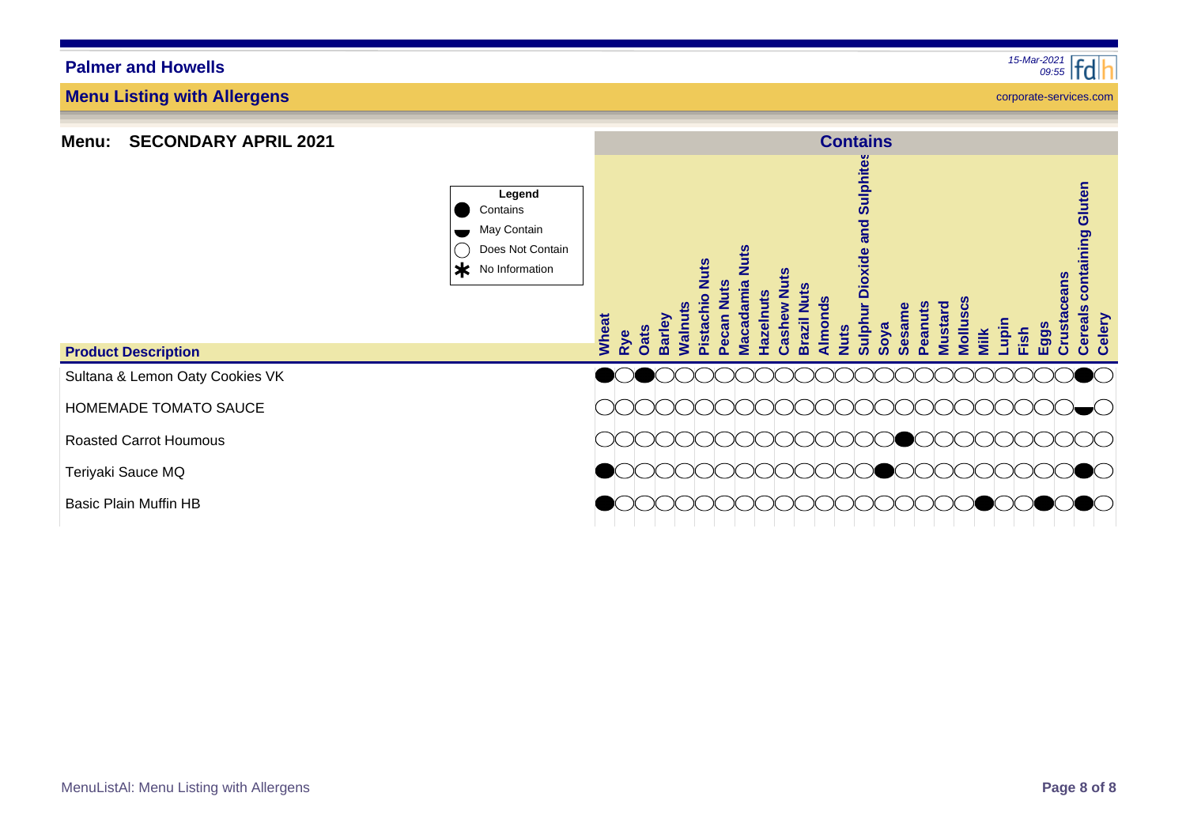**Palmer and Howells**

*15-Mar-2021 09:55*

## Menu Listing with Allergens

corporate-services.com

**Menu: SECONDARY APRIL 2021**

**Legend**
- ● Contains
- ◒ May Contain
- ○ Does Not Contain
- * No Information

| Product Description | Wheat | Rye | Oats | Barley | Walnuts | Pistachio Nuts | Pecan Nuts | Macadamia Nuts | Hazelnuts | Cashew Nuts | Brazil Nuts | Almonds | Nuts | Sulphur Dioxide and Sulphites | Soya | Sesame | Peanuts | Mustard | Molluscs | Milk | Lupin | Fish | Eggs | Crustaceans | Cereals containing Gluten | Celery |
|---|---|---|---|---|---|---|---|---|---|---|---|---|---|---|---|---|---|---|---|---|---|---|---|---|---|---|
| Sultana & Lemon Oaty Cookies VK | ● | ○ | ● | ○ | ○ | ○ | ○ | ○ | ○ | ○ | ○ | ○ | ○ | ○ | ○ | ○ | ○ | ○ | ○ | ○ | ○ | ○ | ○ | ○ | ● | ○ |
| HOMEMADE TOMATO SAUCE | ○ | ○ | ○ | ○ | ○ | ○ | ○ | ○ | ○ | ○ | ○ | ○ | ○ | ○ | ○ | ○ | ○ | ○ | ○ | ○ | ○ | ○ | ○ | ○ | ◒ | ○ |
| Roasted Carrot Houmous | ○ | ○ | ○ | ○ | ○ | ○ | ○ | ○ | ○ | ○ | ○ | ○ | ○ | ○ | ○ | ● | ○ | ○ | ○ | ○ | ○ | ○ | ○ | ○ | ○ | ○ |
| Teriyaki Sauce MQ | ● | ○ | ○ | ○ | ○ | ○ | ○ | ○ | ○ | ○ | ○ | ○ | ○ | ○ | ● | ○ | ○ | ○ | ○ | ○ | ○ | ○ | ○ | ○ | ● | ○ |
| Basic Plain Muffin HB | ● | ○ | ○ | ○ | ○ | ○ | ○ | ○ | ○ | ○ | ○ | ○ | ○ | ○ | ○ | ○ | ○ | ○ | ○ | ● | ○ | ○ | ● | ○ | ● | ○ |

MenuListAl: Menu Listing with Allergens